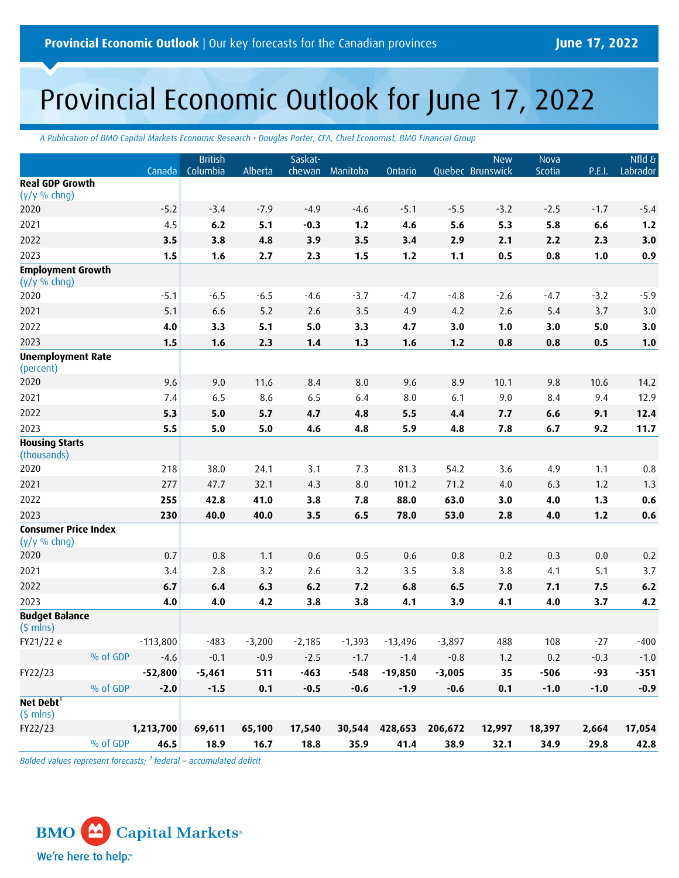**Provincial Economic Outlook** | Our key forecasts for the Canadian provinces

**June 17, 2022**

# Provincial Economic Outlook for June 17, 2022

*A Publication of BMO Capital Markets Economic Research • Douglas Porter, CFA, Chief Economist, BMO Financial Group*

| | | Canada | British Columbia | Alberta | Saskat-chewan | Manitoba | Ontario | Quebec | New Brunswick | Nova Scotia | P.E.I. | Nfld & Labrador |
|---|---|---|---|---|---|---|---|---|---|---|---|---|
| **Real GDP Growth** (y/y % chng) | | | | | | | | | | | | |
| 2020 | | -5.2 | -3.4 | -7.9 | -4.9 | -4.6 | -5.1 | -5.5 | -3.2 | -2.5 | -1.7 | -5.4 |
| 2021 | | 4.5 | **6.2** | **5.1** | **-0.3** | **1.2** | **4.6** | **5.6** | **5.3** | **5.8** | **6.6** | **1.2** |
| 2022 | | **3.5** | **3.8** | **4.8** | **3.9** | **3.5** | **3.4** | **2.9** | **2.1** | **2.2** | **2.3** | **3.0** |
| 2023 | | **1.5** | **1.6** | **2.7** | **2.3** | **1.5** | **1.2** | **1.1** | **0.5** | **0.8** | **1.0** | **0.9** |
| **Employment Growth** (y/y % chng) | | | | | | | | | | | | |
| 2020 | | -5.1 | -6.5 | -6.5 | -4.6 | -3.7 | -4.7 | -4.8 | -2.6 | -4.7 | -3.2 | -5.9 |
| 2021 | | 5.1 | 6.6 | 5.2 | 2.6 | 3.5 | 4.9 | 4.2 | 2.6 | 5.4 | 3.7 | 3.0 |
| 2022 | | **4.0** | **3.3** | **5.1** | **5.0** | **3.3** | **4.7** | **3.0** | **1.0** | **3.0** | **5.0** | **3.0** |
| 2023 | | **1.5** | **1.6** | **2.3** | **1.4** | **1.3** | **1.6** | **1.2** | **0.8** | **0.8** | **0.5** | **1.0** |
| **Unemployment Rate** (percent) | | | | | | | | | | | | |
| 2020 | | 9.6 | 9.0 | 11.6 | 8.4 | 8.0 | 9.6 | 8.9 | 10.1 | 9.8 | 10.6 | 14.2 |
| 2021 | | 7.4 | 6.5 | 8.6 | 6.5 | 6.4 | 8.0 | 6.1 | 9.0 | 8.4 | 9.4 | 12.9 |
| 2022 | | **5.3** | **5.0** | **5.7** | **4.7** | **4.8** | **5.5** | **4.4** | **7.7** | **6.6** | **9.1** | **12.4** |
| 2023 | | **5.5** | **5.0** | **5.0** | **4.6** | **4.8** | **5.9** | **4.8** | **7.8** | **6.7** | **9.2** | **11.7** |
| **Housing Starts** (thousands) | | | | | | | | | | | | |
| 2020 | | 218 | 38.0 | 24.1 | 3.1 | 7.3 | 81.3 | 54.2 | 3.6 | 4.9 | 1.1 | 0.8 |
| 2021 | | 277 | 47.7 | 32.1 | 4.3 | 8.0 | 101.2 | 71.2 | 4.0 | 6.3 | 1.2 | 1.3 |
| 2022 | | **255** | **42.8** | **41.0** | **3.8** | **7.8** | **88.0** | **63.0** | **3.0** | **4.0** | **1.3** | **0.6** |
| 2023 | | **230** | **40.0** | **40.0** | **3.5** | **6.5** | **78.0** | **53.0** | **2.8** | **4.0** | **1.2** | **0.6** |
| **Consumer Price Index** (y/y % chng) | | | | | | | | | | | | |
| 2020 | | 0.7 | 0.8 | 1.1 | 0.6 | 0.5 | 0.6 | 0.8 | 0.2 | 0.3 | 0.0 | 0.2 |
| 2021 | | 3.4 | 2.8 | 3.2 | 2.6 | 3.2 | 3.5 | 3.8 | 3.8 | 4.1 | 5.1 | 3.7 |
| 2022 | | **6.7** | **6.4** | **6.3** | **6.2** | **7.2** | **6.8** | **6.5** | **7.0** | **7.1** | **7.5** | **6.2** |
| 2023 | | **4.0** | **4.0** | **4.2** | **3.8** | **3.8** | **4.1** | **3.9** | **4.1** | **4.0** | **3.7** | **4.2** |
| **Budget Balance** ($ mlns) | | | | | | | | | | | | |
| FY21/22 e | | -113,800 | -483 | -3,200 | -2,185 | -1,393 | -13,496 | -3,897 | 488 | 108 | -27 | -400 |
| | % of GDP | -4.6 | -0.1 | -0.9 | -2.5 | -1.7 | -1.4 | -0.8 | 1.2 | 0.2 | -0.3 | -1.0 |
| FY22/23 | | **-52,800** | **-5,461** | **511** | **-463** | **-548** | **-19,850** | **-3,005** | **35** | **-506** | **-93** | **-351** |
| | % of GDP | **-2.0** | **-1.5** | **0.1** | **-0.5** | **-0.6** | **-1.9** | **-0.6** | **0.1** | **-1.0** | **-1.0** | **-0.9** |
| **Net Debt**[1] ($ mlns) | | | | | | | | | | | | |
| FY22/23 | | **1,213,700** | **69,611** | **65,100** | **17,540** | **30,544** | **428,653** | **206,672** | **12,997** | **18,397** | **2,664** | **17,054** |
| | % of GDP | **46.5** | **18.9** | **16.7** | **18.8** | **35.9** | **41.4** | **38.9** | **32.1** | **34.9** | **29.8** | **42.8** |

*Bolded values represent forecasts; [1] federal = accumulated deficit*

BMO Capital Markets

We're here to help.™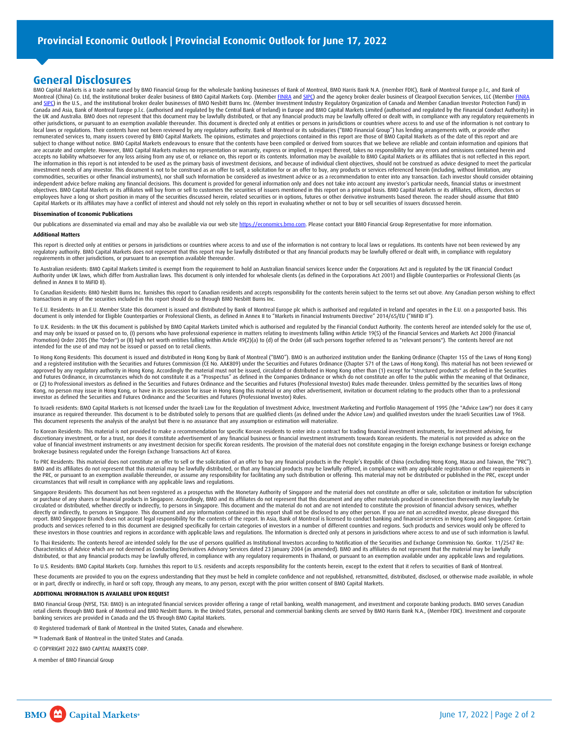## General Disclosures

BMO Capital Markets is a trade name used by BMO Financial Group for the wholesale banking businesses of Bank of Montreal, BMO Harris Bank N.A. (member FDIC), Bank of Montreal Europe p.l.c, and Bank of Montreal (China) Co. Ltd, the institutional broker dealer business of BMO Capital Markets Corp. (Member FINRA and SIPC) and the agency broker dealer business of Clearpool Execution Services, LLC (Member FINRA and SIPC) in the U.S., and the institutional broker dealer businesses of BMO Nesbitt Burns Inc. (Member Investment Industry Regulatory Organization of Canada and Member Canadian Investor Protection Fund) in Canada and Asia, Bank of Montreal Europe p.l.c. (authorised and regulated by the Central Bank of Ireland) in Europe and BMO Capital Markets Limited (authorised and regulated by the Financial Conduct Authority) in the UK and Australia. BMO does not represent that this document may be lawfully distributed, or that any financial products may be lawfully offered or dealt with, in compliance with any regulatory requirements in other jurisdictions, or pursuant to an exemption available thereunder. This document is directed only at entities or persons in jurisdictions or countries where access to and use of the information is not contrary to local laws or regulations. Their contents have not been reviewed by any regulatory authority. Bank of Montreal or its subsidiaries ("BMO Financial Group") has lending arrangements with, or provide other remunerated services to, many issuers covered by BMO Capital Markets. The opinions, estimates and projections contained in this report are those of BMO Capital Markets as of the date of this report and are subject to change without notice. BMO Capital Markets endeavours to ensure that the contents have been compiled or derived from sources that we believe are reliable and contain information and opinions that are accurate and complete. However, BMO Capital Markets makes no representation or warranty, express or implied, in respect thereof, takes no responsibility for any errors and omissions contained herein and accepts no liability whatsoever for any loss arising from any use of, or reliance on, this report or its contents. Information may be available to BMO Capital Markets or its affiliates that is not reflected in this report. The information in this report is not intended to be used as the primary basis of investment decisions, and because of individual client objectives, should not be construed as advice designed to meet the particular investment needs of any investor. This document is not to be construed as an offer to sell, a solicitation for or an offer to buy, any products or services referenced herein (including, without limitation, any commodities, securities or other financial instruments), nor shall such Information be considered as investment advice or as a recommendation to enter into any transaction. Each investor should consider obtaining independent advice before making any financial decisions. This document is provided for general information only and does not take into account any investor's particular needs, financial status or investment objectives. BMO Capital Markets or its affiliates will buy from or sell to customers the securities of issuers mentioned in this report on a principal basis. BMO Capital Markets or its affiliates, officers, directors or employees have a long or short position in many of the securities discussed herein, related securities or in options, futures or other derivative instruments based thereon. The reader should assume that BMO Capital Markets or its affiliates may have a conflict of interest and should not rely solely on this report in evaluating whether or not to buy or sell securities of issuers discussed herein.

**Dissemination of Economic Publications**

Our publications are disseminated via email and may also be available via our web site https://economics.bmo.com. Please contact your BMO Financial Group Representative for more information.

**Additional Matters**

This report is directed only at entities or persons in jurisdictions or countries where access to and use of the information is not contrary to local laws or regulations. Its contents have not been reviewed by any regulatory authority. BMO Capital Markets does not represent that this report may be lawfully distributed or that any financial products may be lawfully offered or dealt with, in compliance with regulatory requirements in other jurisdictions, or pursuant to an exemption available thereunder.

To Australian residents: BMO Capital Markets Limited is exempt from the requirement to hold an Australian financial services licence under the Corporations Act and is regulated by the UK Financial Conduct Authority under UK laws, which differ from Australian laws. This document is only intended for wholesale clients (as defined in the Corporations Act 2001) and Eligible Counterparties or Professional Clients (as defined in Annex II to MiFID II).

To Canadian Residents: BMO Nesbitt Burns Inc. furnishes this report to Canadian residents and accepts responsibility for the contents herein subject to the terms set out above. Any Canadian person wishing to effect transactions in any of the securities included in this report should do so through BMO Nesbitt Burns Inc.

To E.U. Residents: In an E.U. Member State this document is issued and distributed by Bank of Montreal Europe plc which is authorised and regulated in Ireland and operates in the E.U. on a passported basis. This document is only intended for Eligible Counterparties or Professional Clients, as defined in Annex II to "Markets in Financial Instruments Directive" 2014/65/EU ("MiFID II").

To U.K. Residents: In the UK this document is published by BMO Capital Markets Limited which is authorised and regulated by the Financial Conduct Authority. The contents hereof are intended solely for the use of, and may only be issued or passed on to, (I) persons who have professional experience in matters relating to investments falling within Article 19(5) of the Financial Services and Markets Act 2000 (Financial Promotion) Order 2005 (the "Order") or (II) high net worth entities falling within Article 49(2)(a) to (d) of the Order (all such persons together referred to as "relevant persons"). The contents hereof are not intended for the use of and may not be issued or passed on to retail clients.

To Hong Kong Residents: This document is issued and distributed in Hong Kong by Bank of Montreal ("BMO"). BMO is an authorized institution under the Banking Ordinance (Chapter 155 of the Laws of Hong Kong) and a registered institution with the Securities and Futures Commission (CE No. AAK809) under the Securities and Futures Ordinance (Chapter 571 of the Laws of Hong Kong). This material has not been reviewed or approved by any regulatory authority in Hong Kong. Accordingly the material must not be issued, circulated or distributed in Hong Kong other than (1) except for "structured products" as defined in the Securities and Futures Ordinance, in circumstances which do not constitute it as a "Prospectus" as defined in the Companies Ordinance or which do not constitute an offer to the public within the meaning of that Ordinance, or (2) to Professional investors as defined in the Securities and Futures Ordinance and the Securities and Futures (Professional Investor) Rules made thereunder. Unless permitted by the securities laws of Hong Kong, no person may issue in Hong Kong, or have in its possession for issue in Hong Kong this material or any other advertisement, invitation or document relating to the products other than to a professional investor as defined the Securities and Futures Ordinance and the Securities and Futures (Professional Investor) Rules.

To Israeli residents: BMO Capital Markets is not licensed under the Israeli Law for the Regulation of Investment Advice, Investment Marketing and Portfolio Management of 1995 (the "Advice Law") nor does it carry insurance as required thereunder. This document is to be distributed solely to persons that are qualified clients (as defined under the Advice Law) and qualified investors under the Israeli Securities Law of 1968. This document represents the analysis of the analyst but there is no assurance that any assumption or estimation will materialize.

To Korean Residents: This material is not provided to make a recommendation for specific Korean residents to enter into a contract for trading financial investment instruments, for investment advising, for discretionary investment, or for a trust, nor does it constitute advertisement of any financial business or financial investment instruments towards Korean residents. The material is not provided as advice on the value of financial investment instruments or any investment decision for specific Korean residents. The provision of the material does not constitute engaging in the foreign exchange business or foreign exchange brokerage business regulated under the Foreign Exchange Transactions Act of Korea.

To PRC Residents: This material does not constitute an offer to sell or the solicitation of an offer to buy any financial products in the People's Republic of China (excluding Hong Kong, Macau and Taiwan, the "PRC"). BMO and its affiliates do not represent that this material may be lawfully distributed, or that any financial products may be lawfully offered, in compliance with any applicable registration or other requirements in the PRC, or pursuant to an exemption available thereunder, or assume any responsibility for facilitating any such distribution or offering. This material may not be distributed or published in the PRC, except under circumstances that will result in compliance with any applicable laws and regulations.

Singapore Residents: This document has not been registered as a prospectus with the Monetary Authority of Singapore and the material does not constitute an offer or sale, solicitation or invitation for subscription or purchase of any shares or financial products in Singapore. Accordingly, BMO and its affiliates do not represent that this document and any other materials produced in connection therewith may lawfully be circulated or distributed, whether directly or indirectly, to persons in Singapore. This document and the material do not and are not intended to constitute the provision of financial advisory services, whether directly or indirectly, to persons in Singapore. This document and any information contained in this report shall not be disclosed to any other person. If you are not an accredited investor, please disregard this report. BMO Singapore Branch does not accept legal responsibility for the contents of the report. In Asia, Bank of Montreal is licensed to conduct banking and financial services in Hong Kong and Singapore. Certain products and services referred to in this document are designed specifically for certain categories of investors in a number of different countries and regions. Such products and services would only be offered to these investors in those countries and regions in accordance with applicable laws and regulations. The Information is directed only at persons in jurisdictions where access to and use of such information is lawful.

To Thai Residents: The contents hereof are intended solely for the use of persons qualified as Institutional Investors according to Notification of the Securities and Exchange Commission No. GorKor. 11/2547 Re: Characteristics of Advice which are not deemed as Conducting Derivatives Advisory Services dated 23 January 2004 (as amended). BMO and its affiliates do not represent that the material may be lawfully distributed, or that any financial products may be lawfully offered, in compliance with any regulatory requirements in Thailand, or pursuant to an exemption available under any applicable laws and regulations.

To U.S. Residents: BMO Capital Markets Corp. furnishes this report to U.S. residents and accepts responsibility for the contents herein, except to the extent that it refers to securities of Bank of Montreal.

These documents are provided to you on the express understanding that they must be held in complete confidence and not republished, retransmitted, distributed, disclosed, or otherwise made available, in whole or in part, directly or indirectly, in hard or soft copy, through any means, to any person, except with the prior written consent of BMO Capital Markets.

**ADDITIONAL INFORMATION IS AVAILABLE UPON REQUEST**

BMO Financial Group (NYSE, TSX: BMO) is an integrated financial services provider offering a range of retail banking, wealth management, and investment and corporate banking products. BMO serves Canadian retail clients through BMO Bank of Montreal and BMO Nesbitt Burns. In the United States, personal and commercial banking clients are served by BMO Harris Bank N.A., (Member FDIC). Investment and corporate banking services are provided in Canada and the US through BMO Capital Markets.

® Registered trademark of Bank of Montreal in the United States, Canada and elsewhere.

™ Trademark Bank of Montreal in the United States and Canada.

© COPYRIGHT 2022 BMO CAPITAL MARKETS CORP.

A member of BMO Financial Group